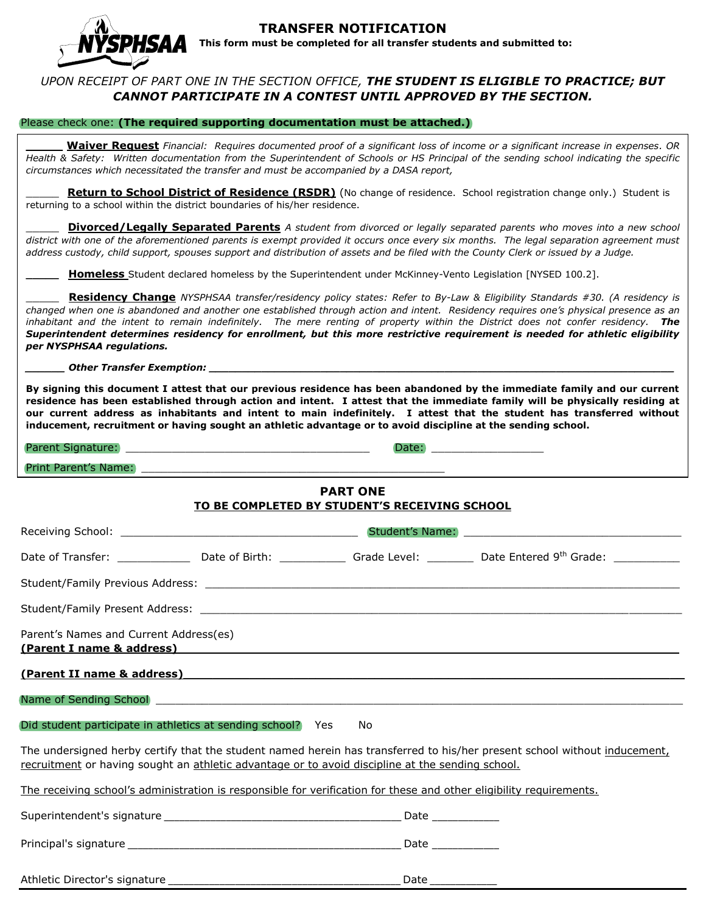# TRANSFER NOTIFICATION

**This form must be completed for all transfer students and submitted to:**

*UPON RECEIPT OF PART ONE IN THE SECTION OFFICE,* ***THE STUDENT IS ELIGIBLE TO PRACTICE; BUT CANNOT PARTICIPATE IN A CONTEST UNTIL APPROVED BY THE SECTION.***

Please check one: **(The required supporting documentation must be attached.)**

_____ **Waiver Request** *Financial: Requires documented proof of a significant loss of income or a significant increase in expenses. OR Health & Safety: Written documentation from the Superintendent of Schools or HS Principal of the sending school indicating the specific circumstances which necessitated the transfer and must be accompanied by a DASA report,*

_____ **Return to School District of Residence (RSDR)** (No change of residence. School registration change only.) Student is returning to a school within the district boundaries of his/her residence.

_____ **Divorced/Legally Separated Parents** *A student from divorced or legally separated parents who moves into a new school district with one of the aforementioned parents is exempt provided it occurs once every six months. The legal separation agreement must address custody, child support, spouses support and distribution of assets and be filed with the County Clerk or issued by a Judge.*

_____ **Homeless** Student declared homeless by the Superintendent under McKinney-Vento Legislation [NYSED 100.2].

_____ **Residency Change** *NYSPHSAA transfer/residency policy states: Refer to By-Law & Eligibility Standards #30. (A residency is changed when one is abandoned and another one established through action and intent. Residency requires one's physical presence as an inhabitant and the intent to remain indefinitely. The mere renting of property within the District does not confer residency.* ***The Superintendent determines residency for enrollment, but this more restrictive requirement is needed for athletic eligibility per NYSPHSAA regulations.***

_____ ***Other Transfer Exemption:*** ____________________________________________

**By signing this document I attest that our previous residence has been abandoned by the immediate family and our current residence has been established through action and intent. I attest that the immediate family will be physically residing at our current address as inhabitants and intent to main indefinitely. I attest that the student has transferred without inducement, recruitment or having sought an athletic advantage or to avoid discipline at the sending school.**

Parent Signature: ______________________________ Date: ______________

Print Parent's Name: ____________________________________

## PART ONE

### TO BE COMPLETED BY STUDENT'S RECEIVING SCHOOL

Receiving School: ____________________________ Student's Name: __________________________

Date of Transfer: __________ Date of Birth: __________ Grade Level: _______ Date Entered 9th Grade: __________

Student/Family Previous Address: ____________________________________________

Student/Family Present Address: ____________________________________________

Parent's Names and Current Address(es)

**(Parent I name & address)** ____________________________________________

**(Parent II name & address)** ____________________________________________

Name of Sending School ____________________________________________

Did student participate in athletics at sending school? Yes No

The undersigned herby certify that the student named herein has transferred to his/her present school without inducement, recruitment or having sought an athletic advantage or to avoid discipline at the sending school.

The receiving school's administration is responsible for verification for these and other eligibility requirements.

Superintendent's signature ______________________________ Date __________

Principal's signature ______________________________ Date __________

Athletic Director's signature ______________________________ Date __________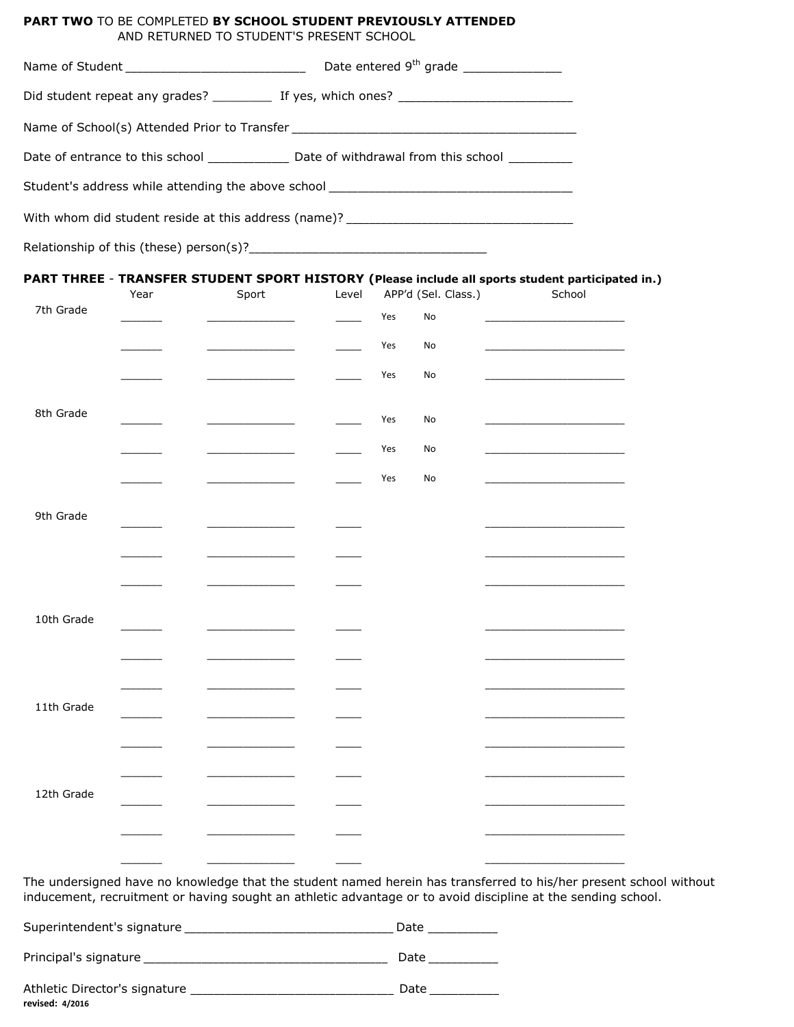**PART TWO** TO BE COMPLETED **BY SCHOOL STUDENT PREVIOUSLY ATTENDED** AND RETURNED TO STUDENT'S PRESENT SCHOOL

Name of Student _________________________ Date entered 9th grade _____________

Did student repeat any grades? ________ If yes, which ones? _________________________

Name of School(s) Attended Prior to Transfer ________________________________________

Date of entrance to this school ___________ Date of withdrawal from this school _________

Student's address while attending the above school __________________________________

With whom did student reside at this address (name)? _______________________________

Relationship of this (these) person(s)?_________________________________

**PART THREE - TRANSFER STUDENT SPORT HISTORY (Please include all sports student participated in.)**

| | Year | Sport | Level | APP'd (Sel. Class.) | School |
|---|---|---|---|---|---|
| 7th Grade | ______ | _____________ | ____ | Yes No | ____________________ |
| | ______ | _____________ | ____ | Yes No | ____________________ |
| | ______ | _____________ | ____ | Yes No | ____________________ |
| 8th Grade | ______ | _____________ | ____ | Yes No | ____________________ |
| | ______ | _____________ | ____ | Yes No | ____________________ |
| | ______ | _____________ | ____ | Yes No | ____________________ |
| 9th Grade | ______ | _____________ | ____ | | ____________________ |
| | ______ | _____________ | ____ | | ____________________ |
| | ______ | _____________ | ____ | | ____________________ |
| 10th Grade | ______ | _____________ | ____ | | ____________________ |
| | ______ | _____________ | ____ | | ____________________ |
| | ______ | _____________ | ____ | | ____________________ |
| 11th Grade | ______ | _____________ | ____ | | ____________________ |
| | ______ | _____________ | ____ | | ____________________ |
| | ______ | _____________ | ____ | | ____________________ |
| 12th Grade | ______ | _____________ | ____ | | ____________________ |
| | ______ | _____________ | ____ | | ____________________ |
| | ______ | _____________ | ____ | | ____________________ |

The undersigned have no knowledge that the student named herein has transferred to his/her present school without inducement, recruitment or having sought an athletic advantage or to avoid discipline at the sending school.

Superintendent's signature _____________________________ Date _________

Principal's signature __________________________________ Date _________

Athletic Director's signature _____________________________ Date _________

**revised: 4/2016**